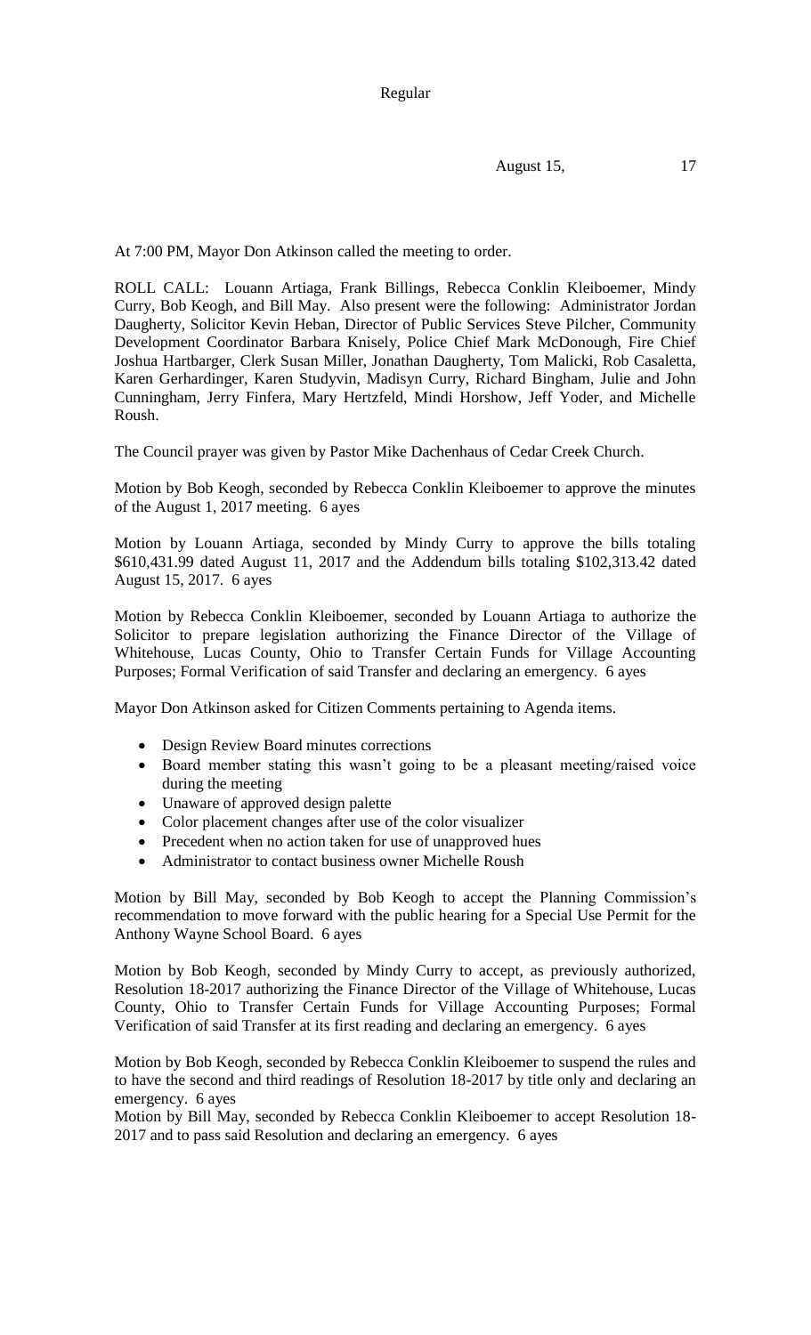Regular

August 15, 17

At 7:00 PM, Mayor Don Atkinson called the meeting to order.

ROLL CALL: Louann Artiaga, Frank Billings, Rebecca Conklin Kleiboemer, Mindy Curry, Bob Keogh, and Bill May. Also present were the following: Administrator Jordan Daugherty, Solicitor Kevin Heban, Director of Public Services Steve Pilcher, Community Development Coordinator Barbara Knisely, Police Chief Mark McDonough, Fire Chief Joshua Hartbarger, Clerk Susan Miller, Jonathan Daugherty, Tom Malicki, Rob Casaletta, Karen Gerhardinger, Karen Studyvin, Madisyn Curry, Richard Bingham, Julie and John Cunningham, Jerry Finfera, Mary Hertzfeld, Mindi Horshow, Jeff Yoder, and Michelle Roush.

The Council prayer was given by Pastor Mike Dachenhaus of Cedar Creek Church.

Motion by Bob Keogh, seconded by Rebecca Conklin Kleiboemer to approve the minutes of the August 1, 2017 meeting. 6 ayes

Motion by Louann Artiaga, seconded by Mindy Curry to approve the bills totaling $610,431.99 dated August 11, 2017 and the Addendum bills totaling $102,313.42 dated August 15, 2017. 6 ayes

Motion by Rebecca Conklin Kleiboemer, seconded by Louann Artiaga to authorize the Solicitor to prepare legislation authorizing the Finance Director of the Village of Whitehouse, Lucas County, Ohio to Transfer Certain Funds for Village Accounting Purposes; Formal Verification of said Transfer and declaring an emergency. 6 ayes

Mayor Don Atkinson asked for Citizen Comments pertaining to Agenda items.

- Design Review Board minutes corrections
- Board member stating this wasn't going to be a pleasant meeting/raised voice during the meeting
- Unaware of approved design palette
- Color placement changes after use of the color visualizer
- Precedent when no action taken for use of unapproved hues
- Administrator to contact business owner Michelle Roush

Motion by Bill May, seconded by Bob Keogh to accept the Planning Commission's recommendation to move forward with the public hearing for a Special Use Permit for the Anthony Wayne School Board. 6 ayes

Motion by Bob Keogh, seconded by Mindy Curry to accept, as previously authorized, Resolution 18-2017 authorizing the Finance Director of the Village of Whitehouse, Lucas County, Ohio to Transfer Certain Funds for Village Accounting Purposes; Formal Verification of said Transfer at its first reading and declaring an emergency. 6 ayes

Motion by Bob Keogh, seconded by Rebecca Conklin Kleiboemer to suspend the rules and to have the second and third readings of Resolution 18-2017 by title only and declaring an emergency. 6 ayes

Motion by Bill May, seconded by Rebecca Conklin Kleiboemer to accept Resolution 18-2017 and to pass said Resolution and declaring an emergency. 6 ayes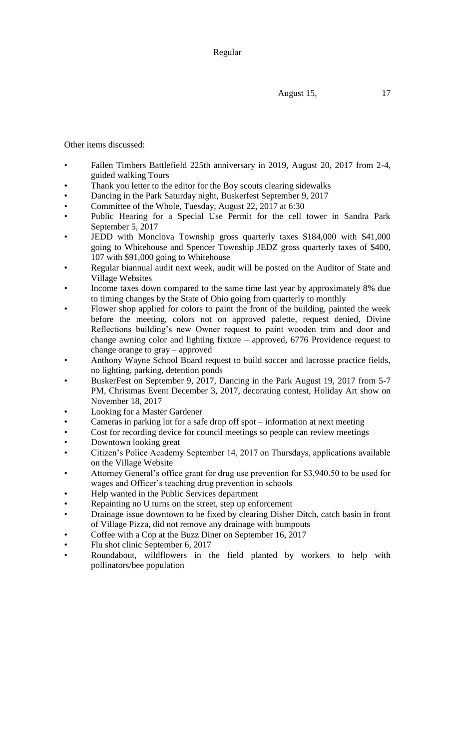Other items discussed:

- Fallen Timbers Battlefield 225th anniversary in 2019, August 20, 2017 from 2-4, guided walking Tours
- Thank you letter to the editor for the Boy scouts clearing sidewalks
- Dancing in the Park Saturday night, Buskerfest September 9, 2017
- Committee of the Whole, Tuesday, August 22, 2017 at 6:30
- Public Hearing for a Special Use Permit for the cell tower in Sandra Park September 5, 2017
- JEDD with Monclova Township gross quarterly taxes $184,000 with $41,000 going to Whitehouse and Spencer Township JEDZ gross quarterly taxes of $400, 107 with $91,000 going to Whitehouse
- Regular biannual audit next week, audit will be posted on the Auditor of State and Village Websites
- Income taxes down compared to the same time last year by approximately 8% due to timing changes by the State of Ohio going from quarterly to monthly
- Flower shop applied for colors to paint the front of the building, painted the week before the meeting, colors not on approved palette, request denied, Divine Reflections building's new Owner request to paint wooden trim and door and change awning color and lighting fixture – approved, 6776 Providence request to change orange to gray – approved
- Anthony Wayne School Board request to build soccer and lacrosse practice fields, no lighting, parking, detention ponds
- BuskerFest on September 9, 2017, Dancing in the Park August 19, 2017 from 5-7 PM, Christmas Event December 3, 2017, decorating contest, Holiday Art show on November 18, 2017
- Looking for a Master Gardener
- Cameras in parking lot for a safe drop off spot – information at next meeting
- Cost for recording device for council meetings so people can review meetings
- Downtown looking great
- Citizen's Police Academy September 14, 2017 on Thursdays, applications available on the Village Website
- Attorney General's office grant for drug use prevention for $3,940.50 to be used for wages and Officer's teaching drug prevention in schools
- Help wanted in the Public Services department
- Repainting no U turns on the street, step up enforcement
- Drainage issue downtown to be fixed by clearing Disher Ditch, catch basin in front of Village Pizza, did not remove any drainage with bumpouts
- Coffee with a Cop at the Buzz Diner on September 16, 2017
- Flu shot clinic September 6, 2017
- Roundabout, wildflowers in the field planted by workers to help with pollinators/bee population